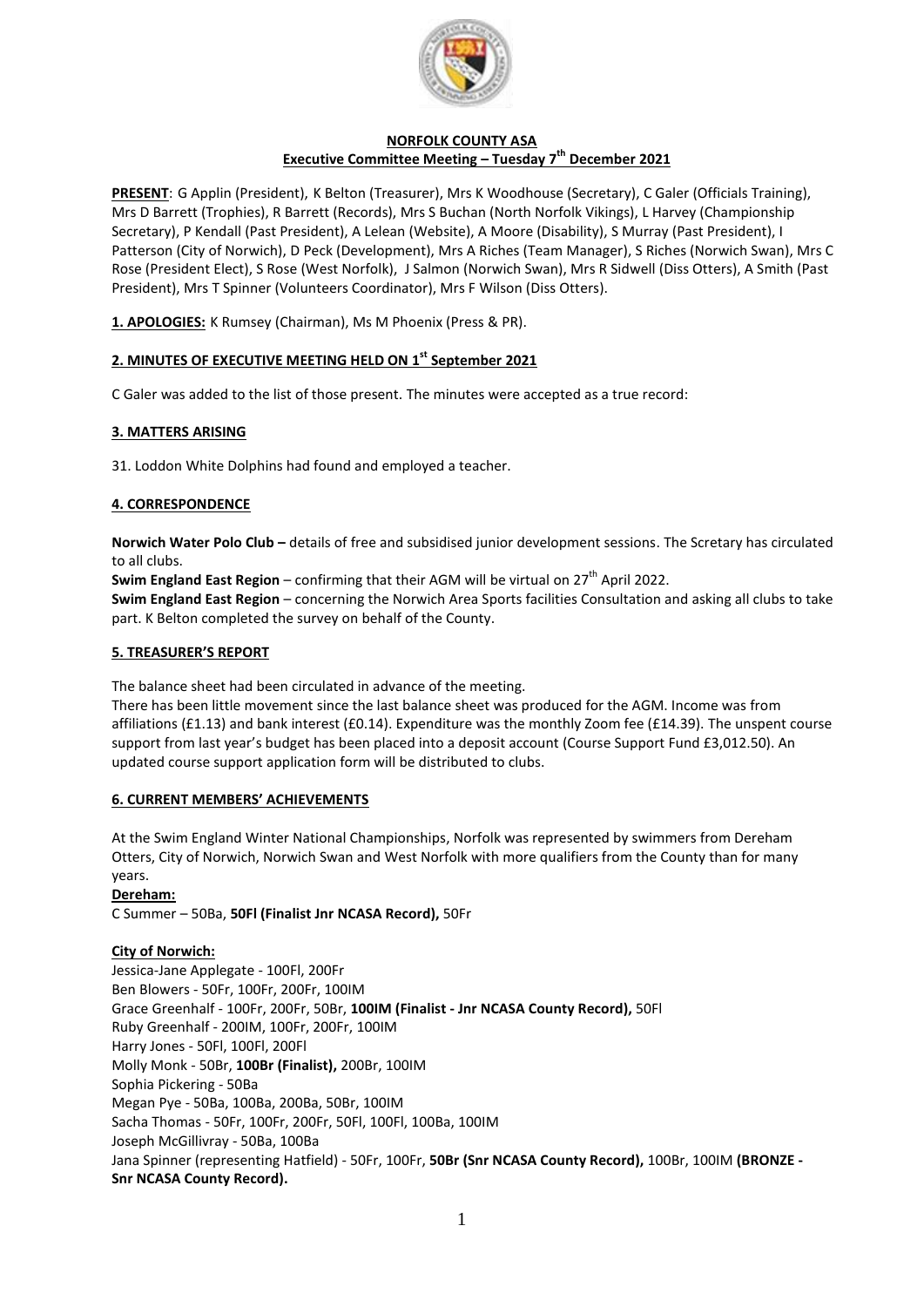**NORFOLK COUNTY ASA**
**Executive Committee Meeting – Tuesday 7th December 2021**

**PRESENT**: G Applin (President), K Belton (Treasurer), Mrs K Woodhouse (Secretary), C Galer (Officials Training), Mrs D Barrett (Trophies), R Barrett (Records), Mrs S Buchan (North Norfolk Vikings), L Harvey (Championship Secretary), P Kendall (Past President), A Lelean (Website), A Moore (Disability), S Murray (Past President), I Patterson (City of Norwich), D Peck (Development), Mrs A Riches (Team Manager), S Riches (Norwich Swan), Mrs C Rose (President Elect), S Rose (West Norfolk), J Salmon (Norwich Swan), Mrs R Sidwell (Diss Otters), A Smith (Past President), Mrs T Spinner (Volunteers Coordinator), Mrs F Wilson (Diss Otters).

**1. APOLOGIES:** K Rumsey (Chairman), Ms M Phoenix (Press & PR).

**2. MINUTES OF EXECUTIVE MEETING HELD ON 1st September 2021**

C Galer was added to the list of those present. The minutes were accepted as a true record:

**3. MATTERS ARISING**

31. Loddon White Dolphins had found and employed a teacher.

**4. CORRESPONDENCE**

**Norwich Water Polo Club –** details of free and subsidised junior development sessions. The Scretary has circulated to all clubs.

**Swim England East Region** – confirming that their AGM will be virtual on 27th April 2022.

**Swim England East Region** – concerning the Norwich Area Sports facilities Consultation and asking all clubs to take part. K Belton completed the survey on behalf of the County.

**5. TREASURER'S REPORT**

The balance sheet had been circulated in advance of the meeting.

There has been little movement since the last balance sheet was produced for the AGM. Income was from affiliations (£1.13) and bank interest (£0.14). Expenditure was the monthly Zoom fee (£14.39). The unspent course support from last year's budget has been placed into a deposit account (Course Support Fund £3,012.50). An updated course support application form will be distributed to clubs.

**6. CURRENT MEMBERS' ACHIEVEMENTS**

At the Swim England Winter National Championships, Norfolk was represented by swimmers from Dereham Otters, City of Norwich, Norwich Swan and West Norfolk with more qualifiers from the County than for many years.

**Dereham:**

C Summer – 50Ba, **50Fl (Finalist Jnr NCASA Record),** 50Fr

**City of Norwich:**

Jessica-Jane Applegate - 100Fl, 200Fr
Ben Blowers - 50Fr, 100Fr, 200Fr, 100IM
Grace Greenhalf - 100Fr, 200Fr, 50Br, **100IM (Finalist - Jnr NCASA County Record),** 50Fl
Ruby Greenhalf - 200IM, 100Fr, 200Fr, 100IM
Harry Jones - 50Fl, 100Fl, 200Fl
Molly Monk - 50Br, **100Br (Finalist),** 200Br, 100IM
Sophia Pickering - 50Ba
Megan Pye - 50Ba, 100Ba, 200Ba, 50Br, 100IM
Sacha Thomas - 50Fr, 100Fr, 200Fr, 50Fl, 100Fl, 100Ba, 100IM
Joseph McGillivray - 50Ba, 100Ba
Jana Spinner (representing Hatfield) - 50Fr, 100Fr, **50Br (Snr NCASA County Record),** 100Br, 100IM **(BRONZE - Snr NCASA County Record).**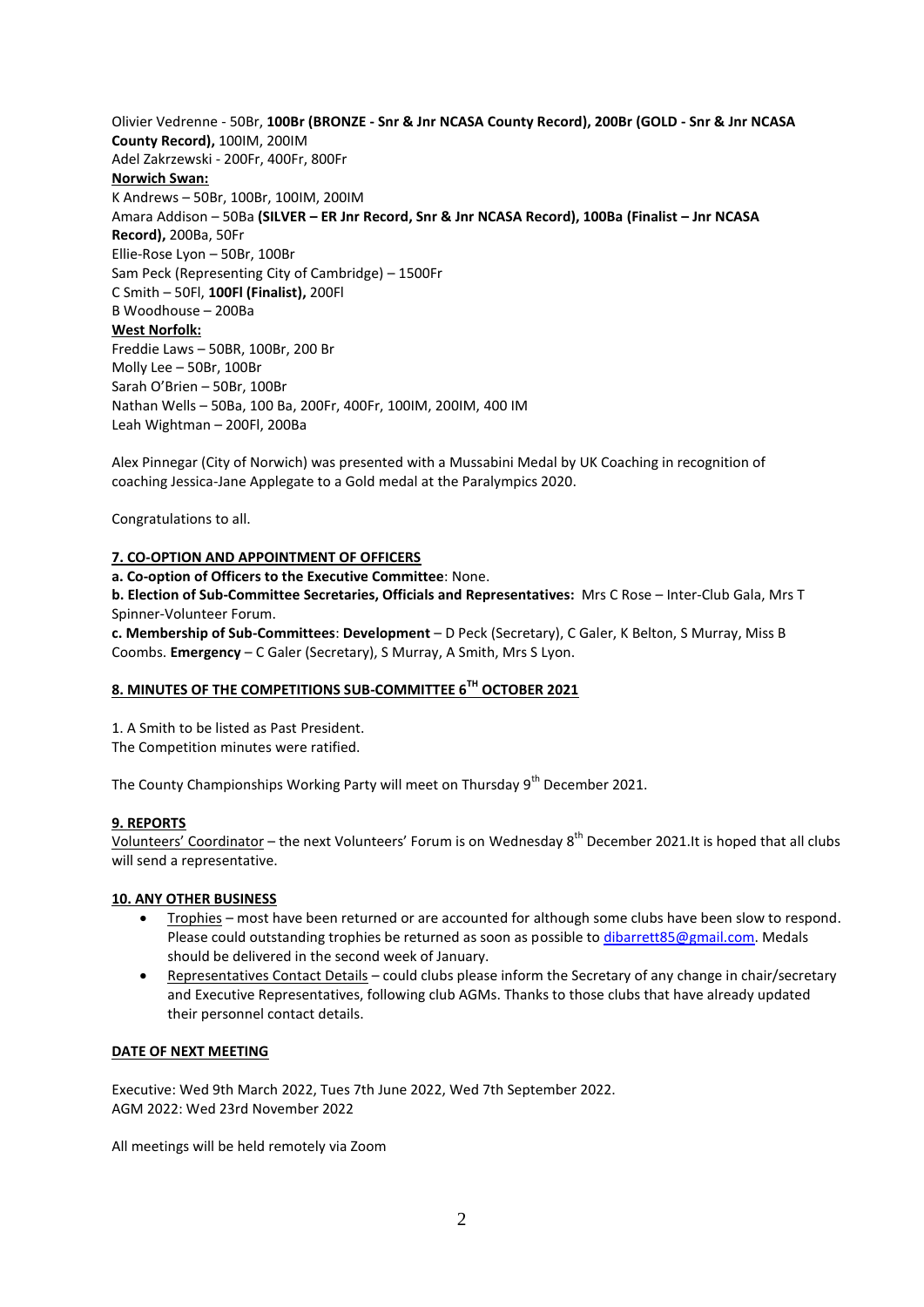Olivier Vedrenne - 50Br, **100Br (BRONZE - Snr & Jnr NCASA County Record), 200Br (GOLD - Snr & Jnr NCASA County Record),** 100IM, 200IM
Adel Zakrzewski - 200Fr, 400Fr, 800Fr

**Norwich Swan:**

K Andrews – 50Br, 100Br, 100IM, 200IM
Amara Addison – 50Ba **(SILVER – ER Jnr Record, Snr & Jnr NCASA Record), 100Ba (Finalist – Jnr NCASA Record),** 200Ba, 50Fr
Ellie-Rose Lyon – 50Br, 100Br
Sam Peck (Representing City of Cambridge) – 1500Fr
C Smith – 50Fl, **100Fl (Finalist),** 200Fl
B Woodhouse – 200Ba

**West Norfolk:**

Freddie Laws – 50BR, 100Br, 200 Br
Molly Lee – 50Br, 100Br
Sarah O'Brien – 50Br, 100Br
Nathan Wells – 50Ba, 100 Ba, 200Fr, 400Fr, 100IM, 200IM, 400 IM
Leah Wightman – 200Fl, 200Ba

Alex Pinnegar (City of Norwich) was presented with a Mussabini Medal by UK Coaching in recognition of coaching Jessica-Jane Applegate to a Gold medal at the Paralympics 2020.

Congratulations to all.

## 7. CO-OPTION AND APPOINTMENT OF OFFICERS

**a. Co-option of Officers to the Executive Committee**: None.
**b. Election of Sub-Committee Secretaries, Officials and Representatives:** Mrs C Rose – Inter-Club Gala, Mrs T Spinner-Volunteer Forum.
**c. Membership of Sub-Committees**: **Development** – D Peck (Secretary), C Galer, K Belton, S Murray, Miss B Coombs. **Emergency** – C Galer (Secretary), S Murray, A Smith, Mrs S Lyon.

## 8. MINUTES OF THE COMPETITIONS SUB-COMMITTEE 6TH OCTOBER 2021

1. A Smith to be listed as Past President.
The Competition minutes were ratified.

The County Championships Working Party will meet on Thursday 9th December 2021.

## 9. REPORTS

Volunteers' Coordinator – the next Volunteers' Forum is on Wednesday 8th December 2021.It is hoped that all clubs will send a representative.

## 10. ANY OTHER BUSINESS

- Trophies – most have been returned or are accounted for although some clubs have been slow to respond. Please could outstanding trophies be returned as soon as possible to dibarrett85@gmail.com. Medals should be delivered in the second week of January.
- Representatives Contact Details – could clubs please inform the Secretary of any change in chair/secretary and Executive Representatives, following club AGMs. Thanks to those clubs that have already updated their personnel contact details.

## DATE OF NEXT MEETING

Executive: Wed 9th March 2022, Tues 7th June 2022, Wed 7th September 2022.
AGM 2022: Wed 23rd November 2022

All meetings will be held remotely via Zoom